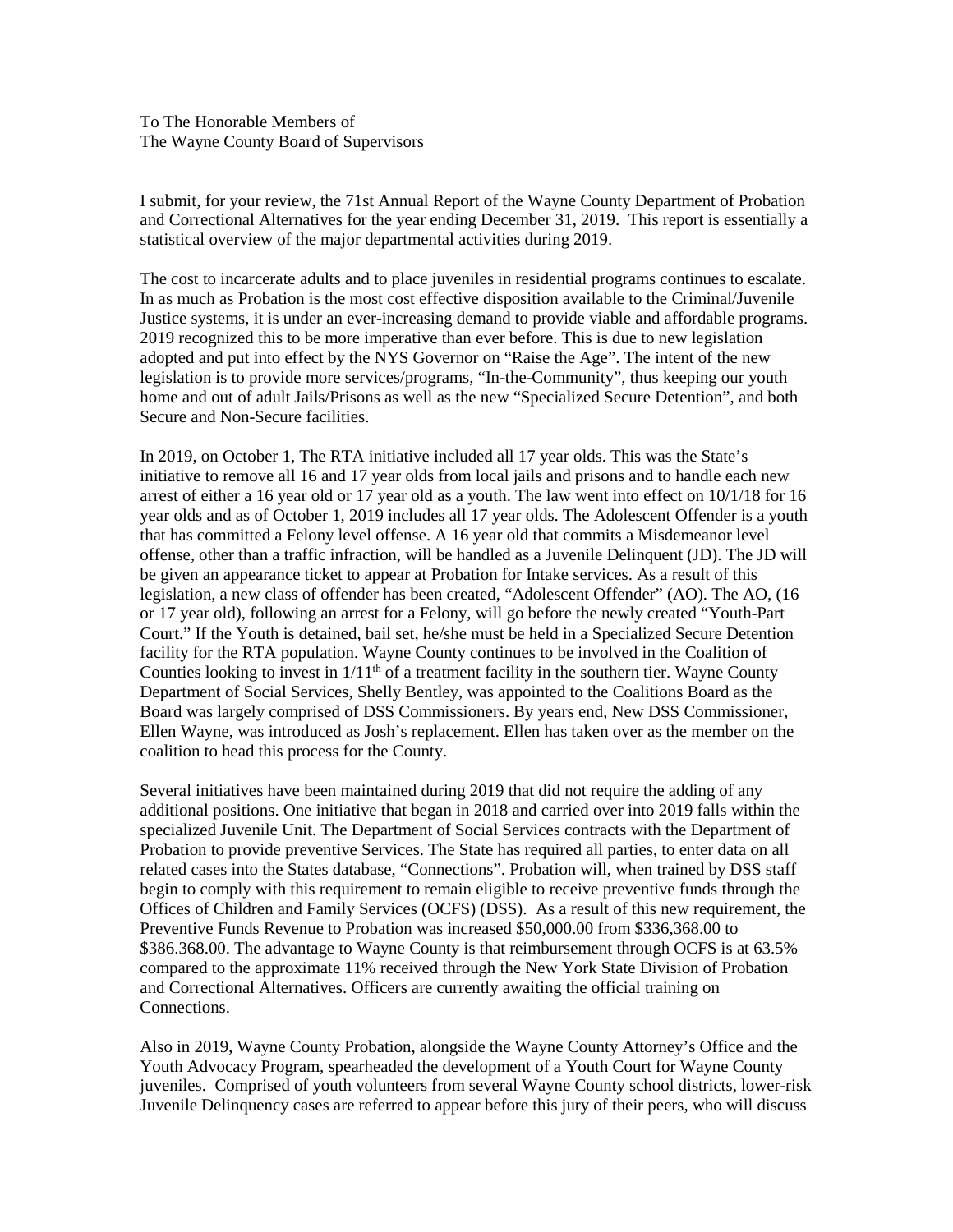To The Honorable Members of
The Wayne County Board of Supervisors

I submit, for your review, the 71st Annual Report of the Wayne County Department of Probation and Correctional Alternatives for the year ending December 31, 2019. This report is essentially a statistical overview of the major departmental activities during 2019.

The cost to incarcerate adults and to place juveniles in residential programs continues to escalate. In as much as Probation is the most cost effective disposition available to the Criminal/Juvenile Justice systems, it is under an ever-increasing demand to provide viable and affordable programs. 2019 recognized this to be more imperative than ever before. This is due to new legislation adopted and put into effect by the NYS Governor on "Raise the Age". The intent of the new legislation is to provide more services/programs, "In-the-Community", thus keeping our youth home and out of adult Jails/Prisons as well as the new "Specialized Secure Detention", and both Secure and Non-Secure facilities.

In 2019, on October 1, The RTA initiative included all 17 year olds. This was the State's initiative to remove all 16 and 17 year olds from local jails and prisons and to handle each new arrest of either a 16 year old or 17 year old as a youth. The law went into effect on 10/1/18 for 16 year olds and as of October 1, 2019 includes all 17 year olds. The Adolescent Offender is a youth that has committed a Felony level offense. A 16 year old that commits a Misdemeanor level offense, other than a traffic infraction, will be handled as a Juvenile Delinquent (JD). The JD will be given an appearance ticket to appear at Probation for Intake services. As a result of this legislation, a new class of offender has been created, "Adolescent Offender" (AO). The AO, (16 or 17 year old), following an arrest for a Felony, will go before the newly created "Youth-Part Court." If the Youth is detained, bail set, he/she must be held in a Specialized Secure Detention facility for the RTA population. Wayne County continues to be involved in the Coalition of Counties looking to invest in 1/11th of a treatment facility in the southern tier. Wayne County Department of Social Services, Shelly Bentley, was appointed to the Coalitions Board as the Board was largely comprised of DSS Commissioners. By years end, New DSS Commissioner, Ellen Wayne, was introduced as Josh's replacement. Ellen has taken over as the member on the coalition to head this process for the County.

Several initiatives have been maintained during 2019 that did not require the adding of any additional positions. One initiative that began in 2018 and carried over into 2019 falls within the specialized Juvenile Unit. The Department of Social Services contracts with the Department of Probation to provide preventive Services. The State has required all parties, to enter data on all related cases into the States database, "Connections". Probation will, when trained by DSS staff begin to comply with this requirement to remain eligible to receive preventive funds through the Offices of Children and Family Services (OCFS) (DSS). As a result of this new requirement, the Preventive Funds Revenue to Probation was increased $50,000.00 from $336,368.00 to $386.368.00. The advantage to Wayne County is that reimbursement through OCFS is at 63.5% compared to the approximate 11% received through the New York State Division of Probation and Correctional Alternatives. Officers are currently awaiting the official training on Connections.

Also in 2019, Wayne County Probation, alongside the Wayne County Attorney's Office and the Youth Advocacy Program, spearheaded the development of a Youth Court for Wayne County juveniles. Comprised of youth volunteers from several Wayne County school districts, lower-risk Juvenile Delinquency cases are referred to appear before this jury of their peers, who will discuss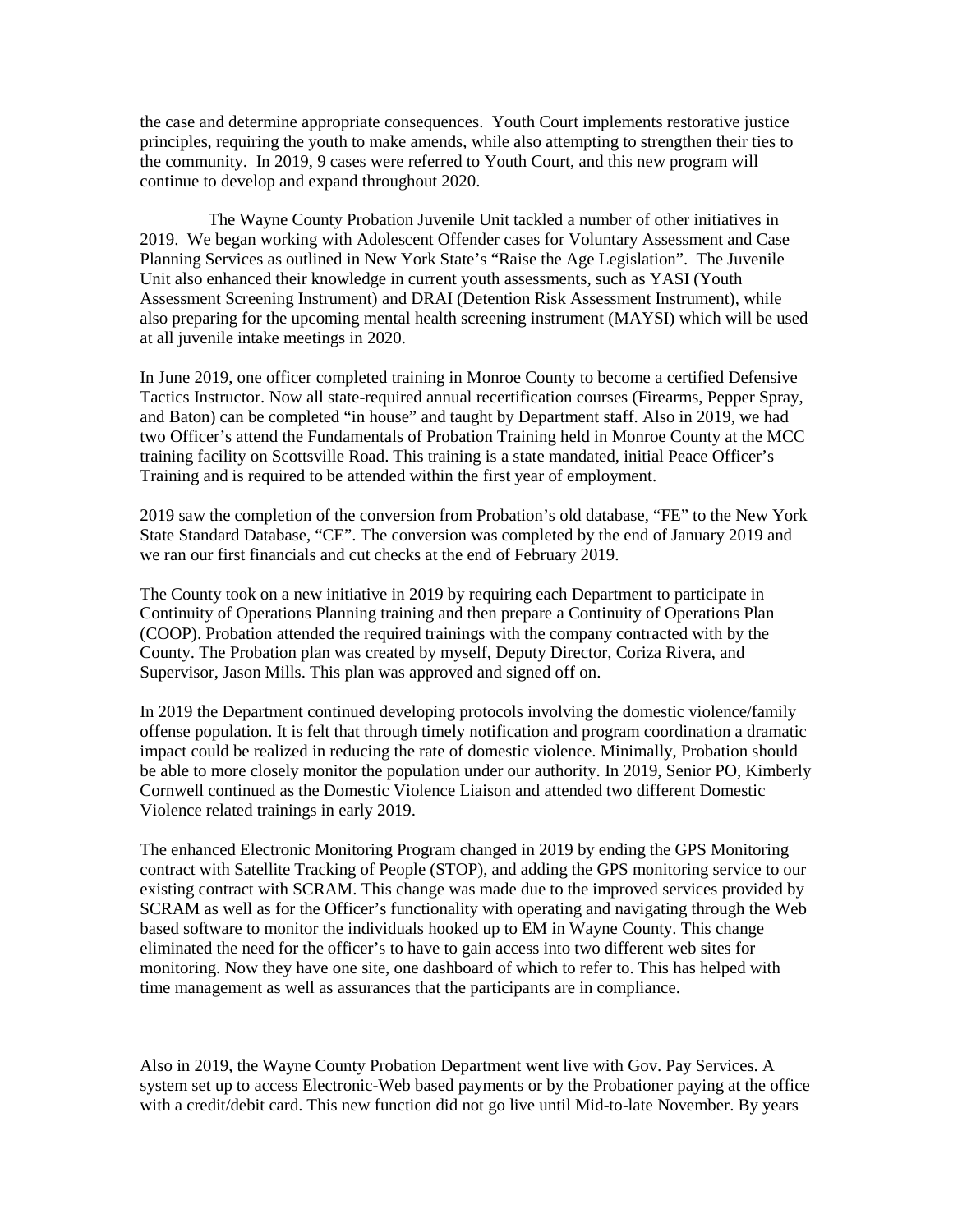the case and determine appropriate consequences. Youth Court implements restorative justice principles, requiring the youth to make amends, while also attempting to strengthen their ties to the community. In 2019, 9 cases were referred to Youth Court, and this new program will continue to develop and expand throughout 2020.

The Wayne County Probation Juvenile Unit tackled a number of other initiatives in 2019. We began working with Adolescent Offender cases for Voluntary Assessment and Case Planning Services as outlined in New York State's "Raise the Age Legislation". The Juvenile Unit also enhanced their knowledge in current youth assessments, such as YASI (Youth Assessment Screening Instrument) and DRAI (Detention Risk Assessment Instrument), while also preparing for the upcoming mental health screening instrument (MAYSI) which will be used at all juvenile intake meetings in 2020.

In June 2019, one officer completed training in Monroe County to become a certified Defensive Tactics Instructor. Now all state-required annual recertification courses (Firearms, Pepper Spray, and Baton) can be completed "in house" and taught by Department staff. Also in 2019, we had two Officer's attend the Fundamentals of Probation Training held in Monroe County at the MCC training facility on Scottsville Road. This training is a state mandated, initial Peace Officer's Training and is required to be attended within the first year of employment.

2019 saw the completion of the conversion from Probation's old database, "FE" to the New York State Standard Database, "CE". The conversion was completed by the end of January 2019 and we ran our first financials and cut checks at the end of February 2019.

The County took on a new initiative in 2019 by requiring each Department to participate in Continuity of Operations Planning training and then prepare a Continuity of Operations Plan (COOP). Probation attended the required trainings with the company contracted with by the County. The Probation plan was created by myself, Deputy Director, Coriza Rivera, and Supervisor, Jason Mills. This plan was approved and signed off on.

In 2019 the Department continued developing protocols involving the domestic violence/family offense population. It is felt that through timely notification and program coordination a dramatic impact could be realized in reducing the rate of domestic violence. Minimally, Probation should be able to more closely monitor the population under our authority. In 2019, Senior PO, Kimberly Cornwell continued as the Domestic Violence Liaison and attended two different Domestic Violence related trainings in early 2019.

The enhanced Electronic Monitoring Program changed in 2019 by ending the GPS Monitoring contract with Satellite Tracking of People (STOP), and adding the GPS monitoring service to our existing contract with SCRAM. This change was made due to the improved services provided by SCRAM as well as for the Officer's functionality with operating and navigating through the Web based software to monitor the individuals hooked up to EM in Wayne County. This change eliminated the need for the officer's to have to gain access into two different web sites for monitoring. Now they have one site, one dashboard of which to refer to. This has helped with time management as well as assurances that the participants are in compliance.

Also in 2019, the Wayne County Probation Department went live with Gov. Pay Services. A system set up to access Electronic-Web based payments or by the Probationer paying at the office with a credit/debit card. This new function did not go live until Mid-to-late November. By years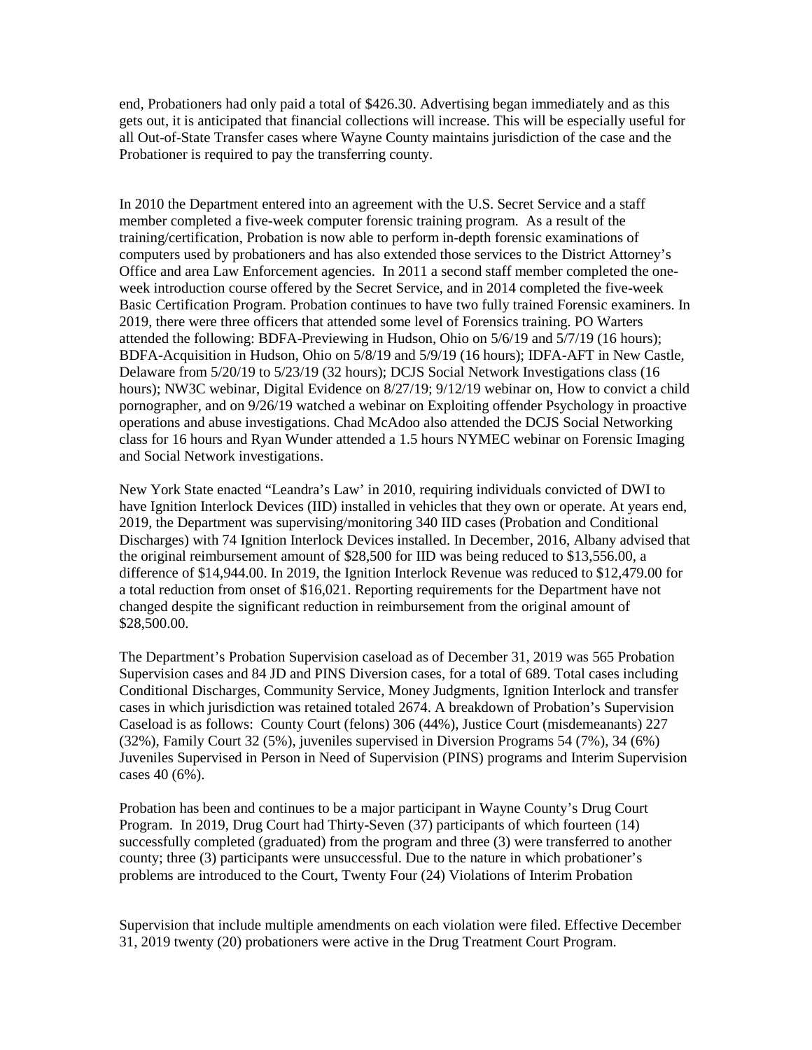end, Probationers had only paid a total of $426.30. Advertising began immediately and as this gets out, it is anticipated that financial collections will increase. This will be especially useful for all Out-of-State Transfer cases where Wayne County maintains jurisdiction of the case and the Probationer is required to pay the transferring county.

In 2010 the Department entered into an agreement with the U.S. Secret Service and a staff member completed a five-week computer forensic training program. As a result of the training/certification, Probation is now able to perform in-depth forensic examinations of computers used by probationers and has also extended those services to the District Attorney's Office and area Law Enforcement agencies. In 2011 a second staff member completed the one-week introduction course offered by the Secret Service, and in 2014 completed the five-week Basic Certification Program. Probation continues to have two fully trained Forensic examiners. In 2019, there were three officers that attended some level of Forensics training. PO Warters attended the following: BDFA-Previewing in Hudson, Ohio on 5/6/19 and 5/7/19 (16 hours); BDFA-Acquisition in Hudson, Ohio on 5/8/19 and 5/9/19 (16 hours); IDFA-AFT in New Castle, Delaware from 5/20/19 to 5/23/19 (32 hours); DCJS Social Network Investigations class (16 hours); NW3C webinar, Digital Evidence on 8/27/19; 9/12/19 webinar on, How to convict a child pornographer, and on 9/26/19 watched a webinar on Exploiting offender Psychology in proactive operations and abuse investigations. Chad McAdoo also attended the DCJS Social Networking class for 16 hours and Ryan Wunder attended a 1.5 hours NYMEC webinar on Forensic Imaging and Social Network investigations.

New York State enacted "Leandra's Law' in 2010, requiring individuals convicted of DWI to have Ignition Interlock Devices (IID) installed in vehicles that they own or operate. At years end, 2019, the Department was supervising/monitoring 340 IID cases (Probation and Conditional Discharges) with 74 Ignition Interlock Devices installed. In December, 2016, Albany advised that the original reimbursement amount of $28,500 for IID was being reduced to $13,556.00, a difference of $14,944.00. In 2019, the Ignition Interlock Revenue was reduced to $12,479.00 for a total reduction from onset of $16,021. Reporting requirements for the Department have not changed despite the significant reduction in reimbursement from the original amount of $28,500.00.

The Department's Probation Supervision caseload as of December 31, 2019 was 565 Probation Supervision cases and 84 JD and PINS Diversion cases, for a total of 689. Total cases including Conditional Discharges, Community Service, Money Judgments, Ignition Interlock and transfer cases in which jurisdiction was retained totaled 2674. A breakdown of Probation's Supervision Caseload is as follows: County Court (felons) 306 (44%), Justice Court (misdemeanants) 227 (32%), Family Court 32 (5%), juveniles supervised in Diversion Programs 54 (7%), 34 (6%) Juveniles Supervised in Person in Need of Supervision (PINS) programs and Interim Supervision cases 40 (6%).

Probation has been and continues to be a major participant in Wayne County's Drug Court Program. In 2019, Drug Court had Thirty-Seven (37) participants of which fourteen (14) successfully completed (graduated) from the program and three (3) were transferred to another county; three (3) participants were unsuccessful. Due to the nature in which probationer's problems are introduced to the Court, Twenty Four (24) Violations of Interim Probation Supervision that include multiple amendments on each violation were filed. Effective December 31, 2019 twenty (20) probationers were active in the Drug Treatment Court Program.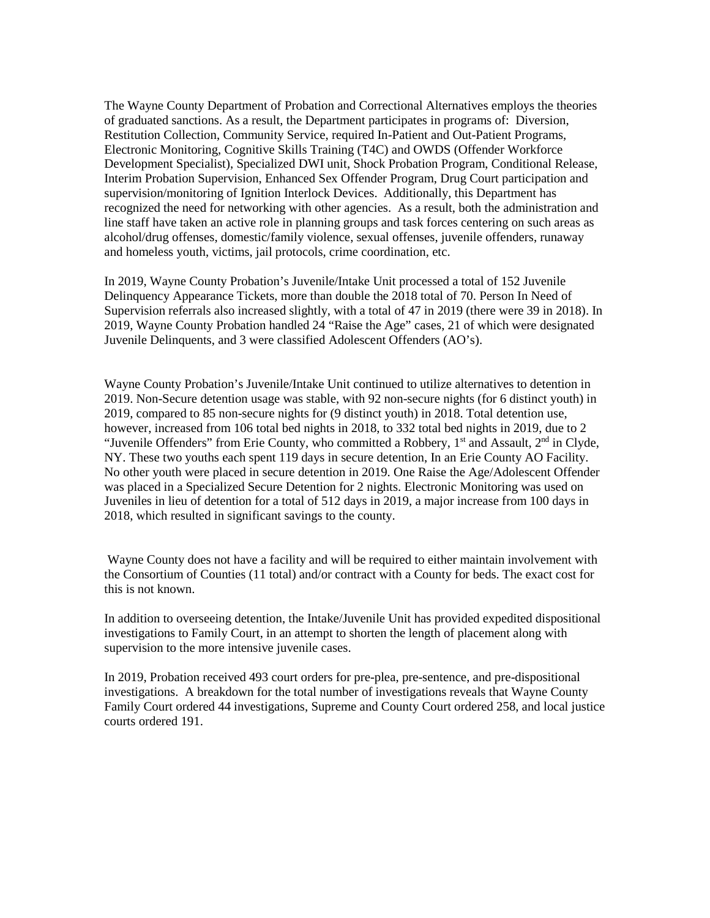The Wayne County Department of Probation and Correctional Alternatives employs the theories of graduated sanctions. As a result, the Department participates in programs of: Diversion, Restitution Collection, Community Service, required In-Patient and Out-Patient Programs, Electronic Monitoring, Cognitive Skills Training (T4C) and OWDS (Offender Workforce Development Specialist), Specialized DWI unit, Shock Probation Program, Conditional Release, Interim Probation Supervision, Enhanced Sex Offender Program, Drug Court participation and supervision/monitoring of Ignition Interlock Devices. Additionally, this Department has recognized the need for networking with other agencies. As a result, both the administration and line staff have taken an active role in planning groups and task forces centering on such areas as alcohol/drug offenses, domestic/family violence, sexual offenses, juvenile offenders, runaway and homeless youth, victims, jail protocols, crime coordination, etc.

In 2019, Wayne County Probation's Juvenile/Intake Unit processed a total of 152 Juvenile Delinquency Appearance Tickets, more than double the 2018 total of 70. Person In Need of Supervision referrals also increased slightly, with a total of 47 in 2019 (there were 39 in 2018). In 2019, Wayne County Probation handled 24 "Raise the Age" cases, 21 of which were designated Juvenile Delinquents, and 3 were classified Adolescent Offenders (AO's).

Wayne County Probation's Juvenile/Intake Unit continued to utilize alternatives to detention in 2019. Non-Secure detention usage was stable, with 92 non-secure nights (for 6 distinct youth) in 2019, compared to 85 non-secure nights for (9 distinct youth) in 2018. Total detention use, however, increased from 106 total bed nights in 2018, to 332 total bed nights in 2019, due to 2 "Juvenile Offenders" from Erie County, who committed a Robbery, 1st and Assault, 2nd in Clyde, NY. These two youths each spent 119 days in secure detention, In an Erie County AO Facility. No other youth were placed in secure detention in 2019. One Raise the Age/Adolescent Offender was placed in a Specialized Secure Detention for 2 nights. Electronic Monitoring was used on Juveniles in lieu of detention for a total of 512 days in 2019, a major increase from 100 days in 2018, which resulted in significant savings to the county.

Wayne County does not have a facility and will be required to either maintain involvement with the Consortium of Counties (11 total) and/or contract with a County for beds. The exact cost for this is not known.

In addition to overseeing detention, the Intake/Juvenile Unit has provided expedited dispositional investigations to Family Court, in an attempt to shorten the length of placement along with supervision to the more intensive juvenile cases.

In 2019, Probation received 493 court orders for pre-plea, pre-sentence, and pre-dispositional investigations. A breakdown for the total number of investigations reveals that Wayne County Family Court ordered 44 investigations, Supreme and County Court ordered 258, and local justice courts ordered 191.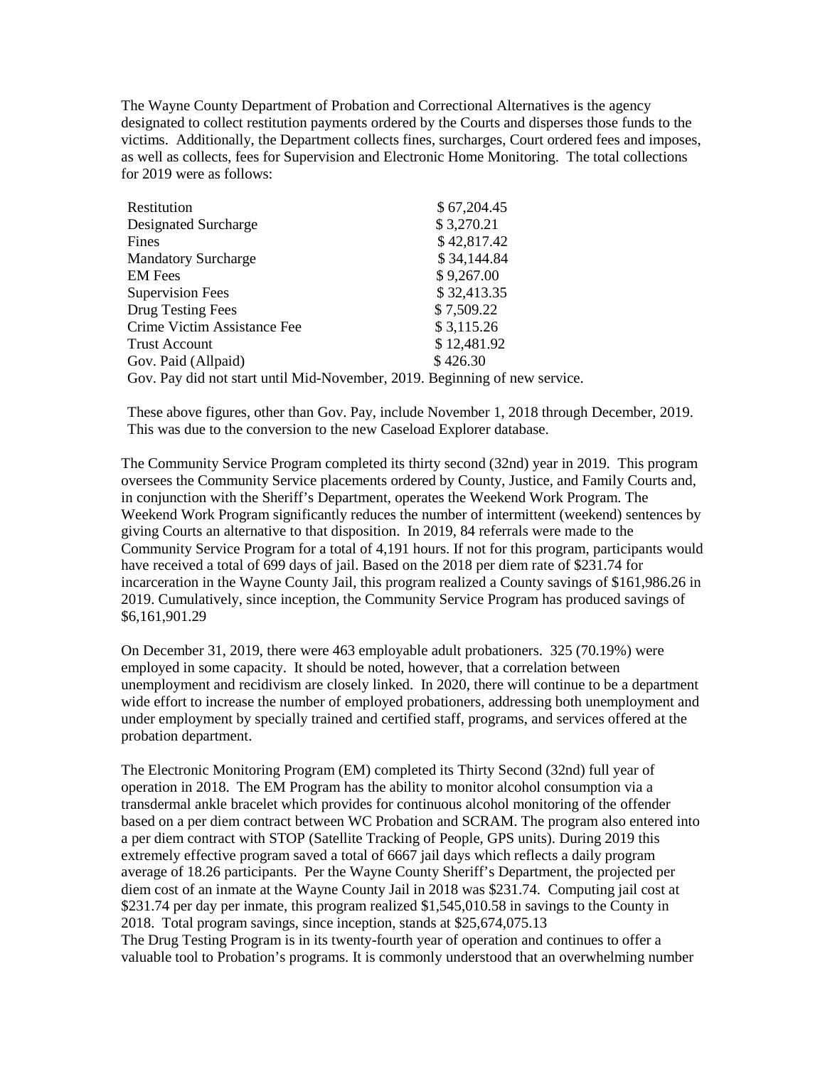The Wayne County Department of Probation and Correctional Alternatives is the agency designated to collect restitution payments ordered by the Courts and disperses those funds to the victims. Additionally, the Department collects fines, surcharges, Court ordered fees and imposes, as well as collects, fees for Supervision and Electronic Home Monitoring. The total collections for 2019 were as follows:

| | |
|---|---|
| Restitution | $ 67,204.45 |
| Designated Surcharge | $ 3,270.21 |
| Fines | $ 42,817.42 |
| Mandatory Surcharge | $ 34,144.84 |
| EM Fees | $ 9,267.00 |
| Supervision Fees | $ 32,413.35 |
| Drug Testing Fees | $ 7,509.22 |
| Crime Victim Assistance Fee | $ 3,115.26 |
| Trust Account | $ 12,481.92 |
| Gov. Paid (Allpaid) | $ 426.30 |

Gov. Pay did not start until Mid-November, 2019. Beginning of new service.

These above figures, other than Gov. Pay, include November 1, 2018 through December, 2019. This was due to the conversion to the new Caseload Explorer database.

The Community Service Program completed its thirty second (32nd) year in 2019. This program oversees the Community Service placements ordered by County, Justice, and Family Courts and, in conjunction with the Sheriff's Department, operates the Weekend Work Program. The Weekend Work Program significantly reduces the number of intermittent (weekend) sentences by giving Courts an alternative to that disposition. In 2019, 84 referrals were made to the Community Service Program for a total of 4,191 hours. If not for this program, participants would have received a total of 699 days of jail. Based on the 2018 per diem rate of $231.74 for incarceration in the Wayne County Jail, this program realized a County savings of $161,986.26 in 2019. Cumulatively, since inception, the Community Service Program has produced savings of $6,161,901.29

On December 31, 2019, there were 463 employable adult probationers. 325 (70.19%) were employed in some capacity. It should be noted, however, that a correlation between unemployment and recidivism are closely linked. In 2020, there will continue to be a department wide effort to increase the number of employed probationers, addressing both unemployment and under employment by specially trained and certified staff, programs, and services offered at the probation department.

The Electronic Monitoring Program (EM) completed its Thirty Second (32nd) full year of operation in 2018. The EM Program has the ability to monitor alcohol consumption via a transdermal ankle bracelet which provides for continuous alcohol monitoring of the offender based on a per diem contract between WC Probation and SCRAM. The program also entered into a per diem contract with STOP (Satellite Tracking of People, GPS units). During 2019 this extremely effective program saved a total of 6667 jail days which reflects a daily program average of 18.26 participants. Per the Wayne County Sheriff's Department, the projected per diem cost of an inmate at the Wayne County Jail in 2018 was $231.74. Computing jail cost at $231.74 per day per inmate, this program realized $1,545,010.58 in savings to the County in 2018. Total program savings, since inception, stands at $25,674,075.13

The Drug Testing Program is in its twenty-fourth year of operation and continues to offer a valuable tool to Probation's programs. It is commonly understood that an overwhelming number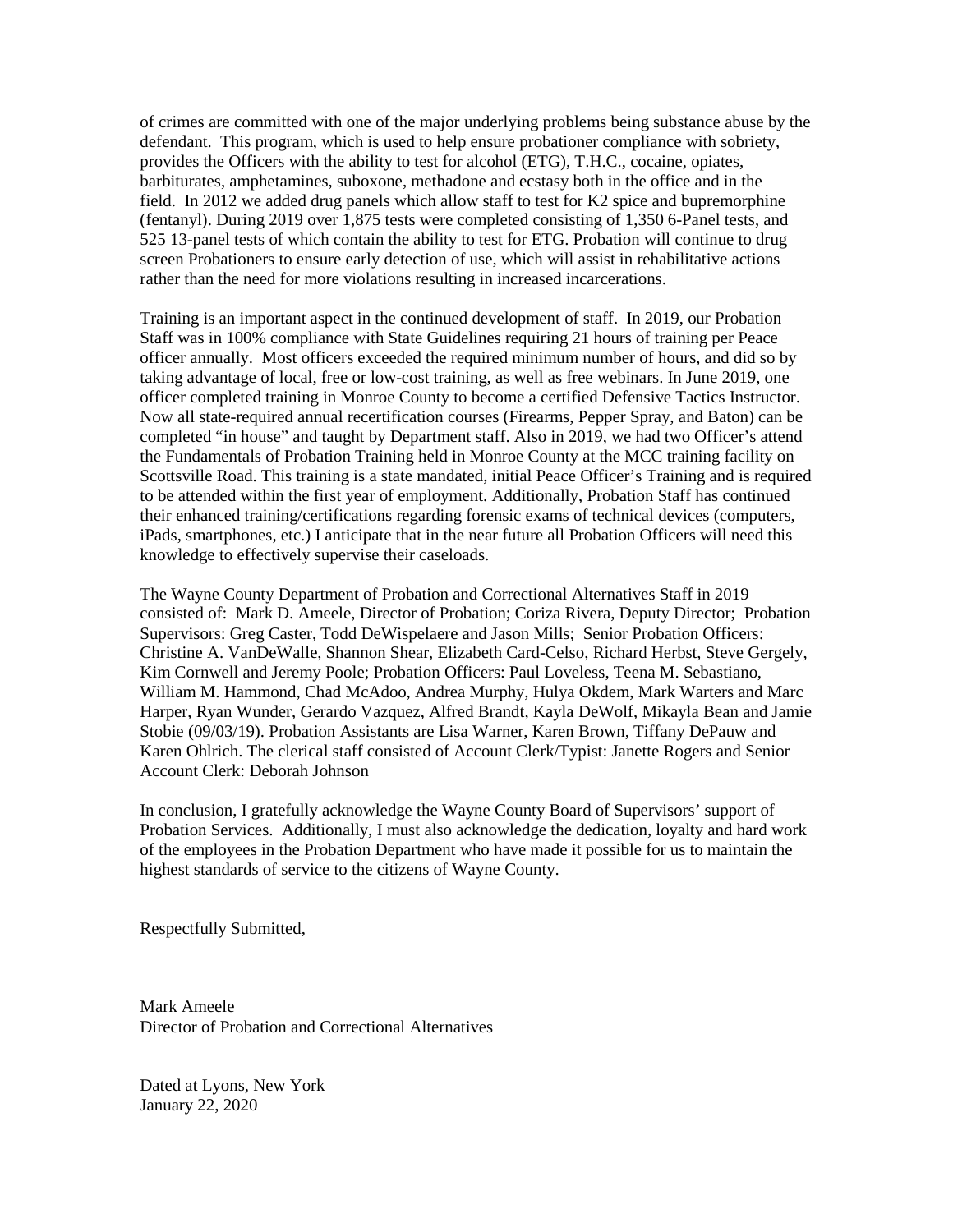of crimes are committed with one of the major underlying problems being substance abuse by the defendant. This program, which is used to help ensure probationer compliance with sobriety, provides the Officers with the ability to test for alcohol (ETG), T.H.C., cocaine, opiates, barbiturates, amphetamines, suboxone, methadone and ecstasy both in the office and in the field. In 2012 we added drug panels which allow staff to test for K2 spice and bupremorphine (fentanyl). During 2019 over 1,875 tests were completed consisting of 1,350 6-Panel tests, and 525 13-panel tests of which contain the ability to test for ETG. Probation will continue to drug screen Probationers to ensure early detection of use, which will assist in rehabilitative actions rather than the need for more violations resulting in increased incarcerations.

Training is an important aspect in the continued development of staff. In 2019, our Probation Staff was in 100% compliance with State Guidelines requiring 21 hours of training per Peace officer annually. Most officers exceeded the required minimum number of hours, and did so by taking advantage of local, free or low-cost training, as well as free webinars. In June 2019, one officer completed training in Monroe County to become a certified Defensive Tactics Instructor. Now all state-required annual recertification courses (Firearms, Pepper Spray, and Baton) can be completed "in house" and taught by Department staff. Also in 2019, we had two Officer's attend the Fundamentals of Probation Training held in Monroe County at the MCC training facility on Scottsville Road. This training is a state mandated, initial Peace Officer's Training and is required to be attended within the first year of employment. Additionally, Probation Staff has continued their enhanced training/certifications regarding forensic exams of technical devices (computers, iPads, smartphones, etc.) I anticipate that in the near future all Probation Officers will need this knowledge to effectively supervise their caseloads.

The Wayne County Department of Probation and Correctional Alternatives Staff in 2019 consisted of: Mark D. Ameele, Director of Probation; Coriza Rivera, Deputy Director; Probation Supervisors: Greg Caster, Todd DeWispelaere and Jason Mills; Senior Probation Officers: Christine A. VanDeWalle, Shannon Shear, Elizabeth Card-Celso, Richard Herbst, Steve Gergely, Kim Cornwell and Jeremy Poole; Probation Officers: Paul Loveless, Teena M. Sebastiano, William M. Hammond, Chad McAdoo, Andrea Murphy, Hulya Okdem, Mark Warters and Marc Harper, Ryan Wunder, Gerardo Vazquez, Alfred Brandt, Kayla DeWolf, Mikayla Bean and Jamie Stobie (09/03/19). Probation Assistants are Lisa Warner, Karen Brown, Tiffany DePauw and Karen Ohlrich. The clerical staff consisted of Account Clerk/Typist: Janette Rogers and Senior Account Clerk: Deborah Johnson

In conclusion, I gratefully acknowledge the Wayne County Board of Supervisors' support of Probation Services. Additionally, I must also acknowledge the dedication, loyalty and hard work of the employees in the Probation Department who have made it possible for us to maintain the highest standards of service to the citizens of Wayne County.

Respectfully Submitted,

Mark Ameele
Director of Probation and Correctional Alternatives

Dated at Lyons, New York
January 22, 2020